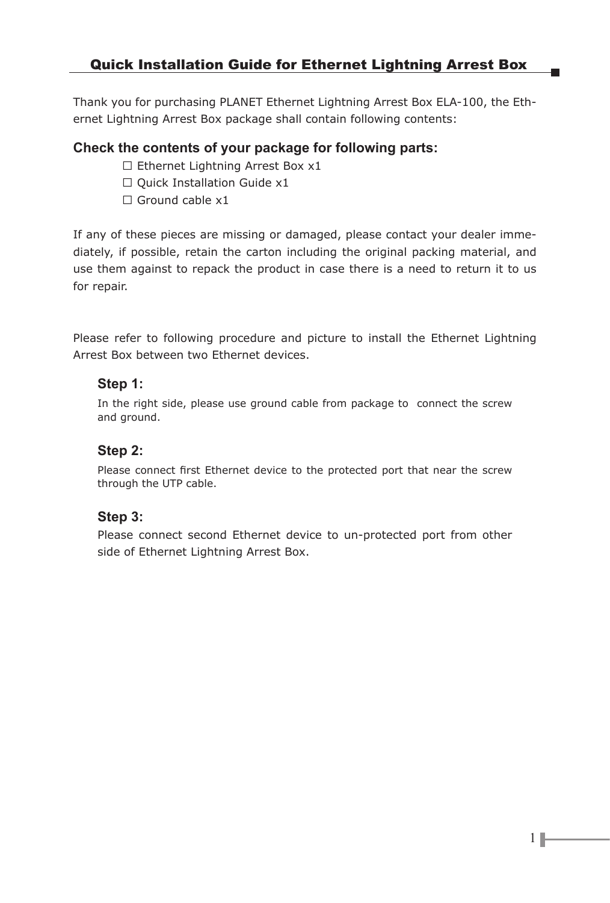## Quick Installation Guide for Ethernet Lightning Arrest Box

Thank you for purchasing PLANET Ethernet Lightning Arrest Box ELA-100, the Ethernet Lightning Arrest Box package shall contain following contents:

### Check the contents of your package for following parts:

- ☐ Ethernet Lightning Arrest Box x1
- ☐ Quick Installation Guide x1
- ☐ Ground cable x1

If any of these pieces are missing or damaged, please contact your dealer immediately, if possible, retain the carton including the original packing material, and use them against to repack the product in case there is a need to return it to us for repair.

Please refer to following procedure and picture to install the Ethernet Lightning Arrest Box between two Ethernet devices.

### Step 1:

In the right side, please use ground cable from package to connect the screw and ground.

### Step 2:

Please connect first Ethernet device to the protected port that near the screw through the UTP cable.

### Step 3:

Please connect second Ethernet device to un-protected port from other side of Ethernet Lightning Arrest Box.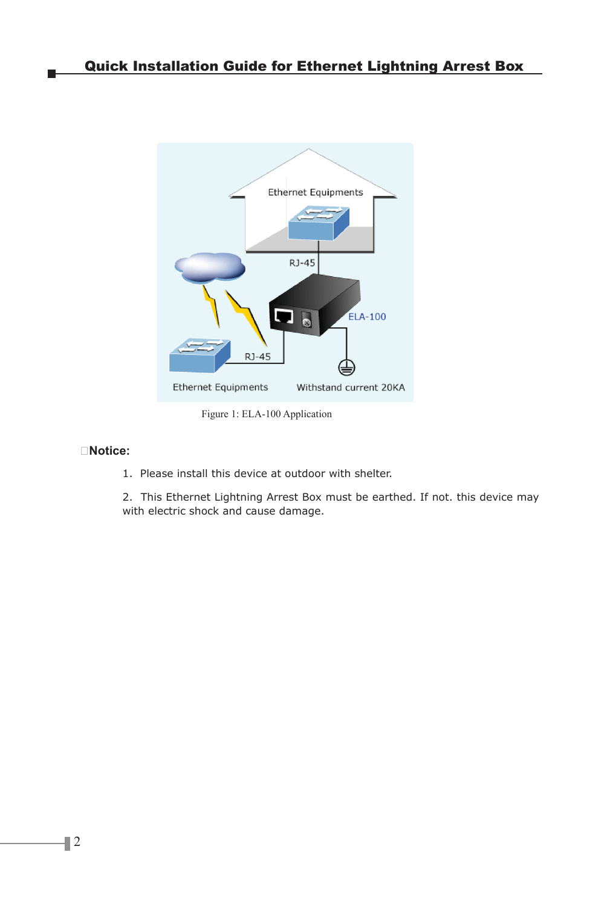Figure 1: ELA-100 Application

**Notice:**

1. Please install this device at outdoor with shelter.

2. This Ethernet Lightning Arrest Box must be earthed. If not. this device may with electric shock and cause damage.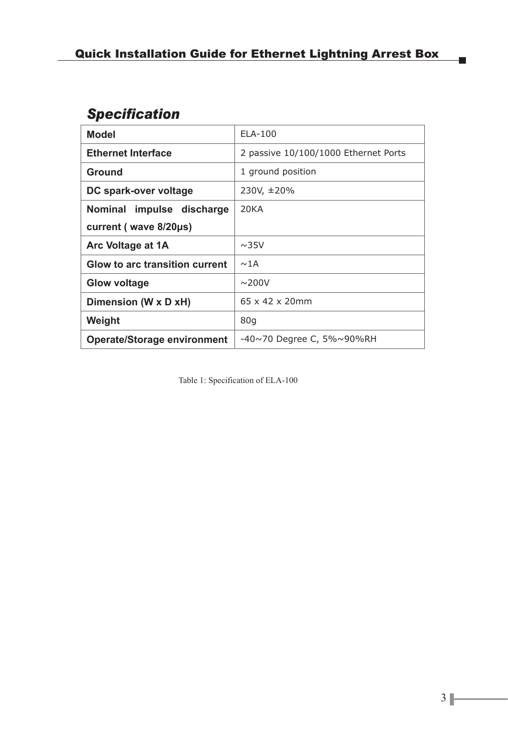## *Specification*

| **Model** | ELA-100 |
|---|---|
| **Ethernet Interface** | 2 passive 10/100/1000 Ethernet Ports |
| **Ground** | 1 ground position |
| **DC spark-over voltage** | 230V, ±20% |
| **Nominal impulse discharge current ( wave 8/20μs)** | 20KA |
| **Arc Voltage at 1A** | ~35V |
| **Glow to arc transition current** | ~1A |
| **Glow voltage** | ~200V |
| **Dimension (W x D xH)** | 65 x 42 x 20mm |
| **Weight** | 80g |
| **Operate/Storage environment** | -40~70 Degree C, 5%~90%RH |

Table 1: Specification of ELA-100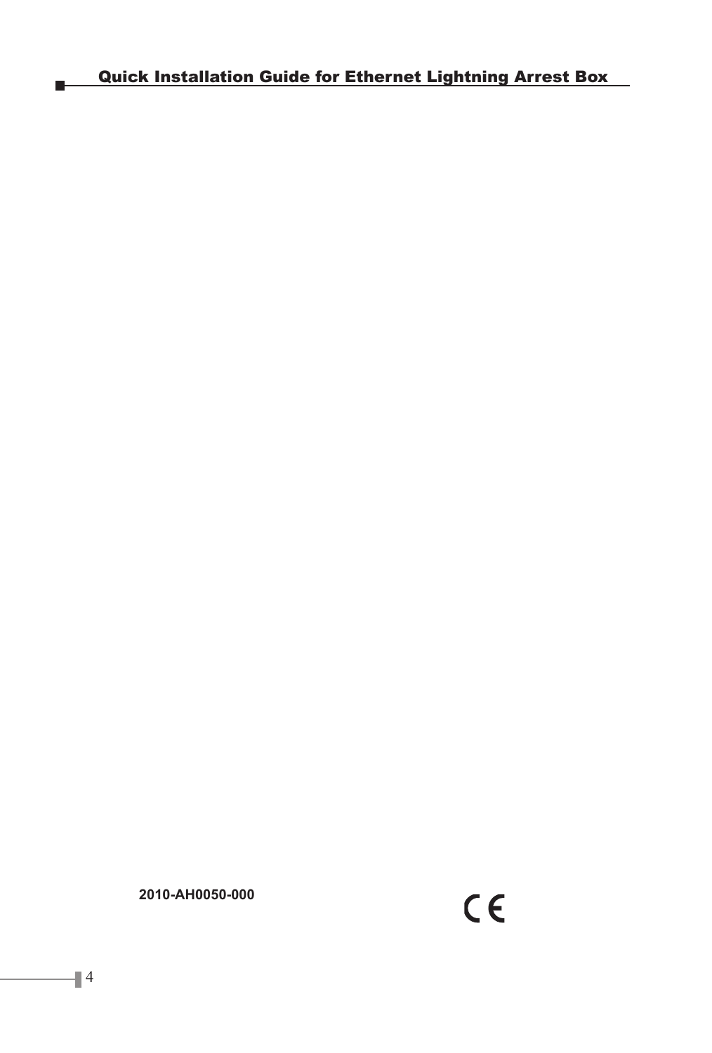2010-AH0050-000

CE